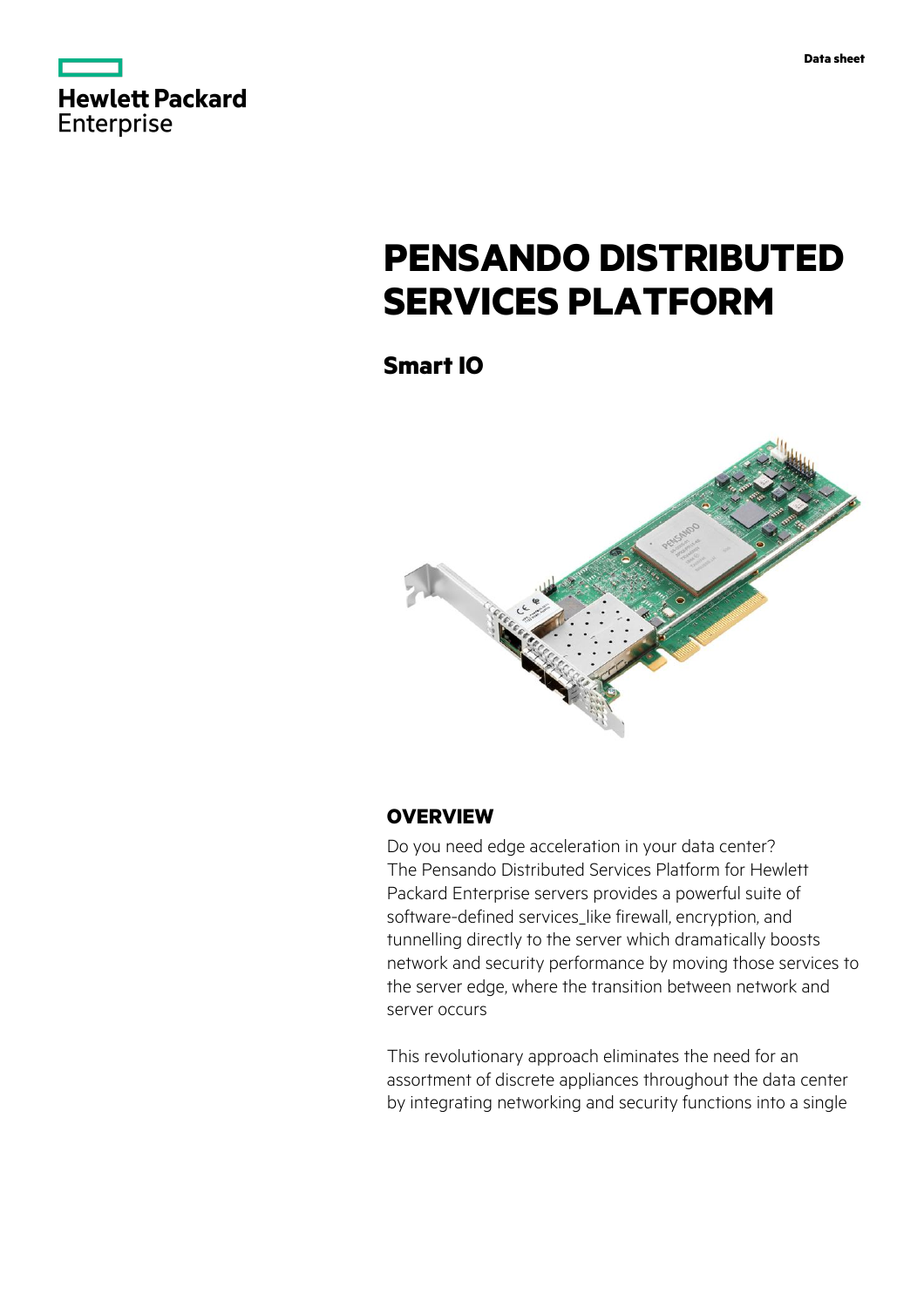Hewlett Packard Enterprise

Data sheet

# PENSANDO DISTRIBUTED SERVICES PLATFORM

## Smart IO

### OVERVIEW

Do you need edge acceleration in your data center? The Pensando Distributed Services Platform for Hewlett Packard Enterprise servers provides a powerful suite of software-defined services_like firewall, encryption, and tunnelling directly to the server which dramatically boosts network and security performance by moving those services to the server edge, where the transition between network and server occurs

This revolutionary approach eliminates the need for an assortment of discrete appliances throughout the data center by integrating networking and security functions into a single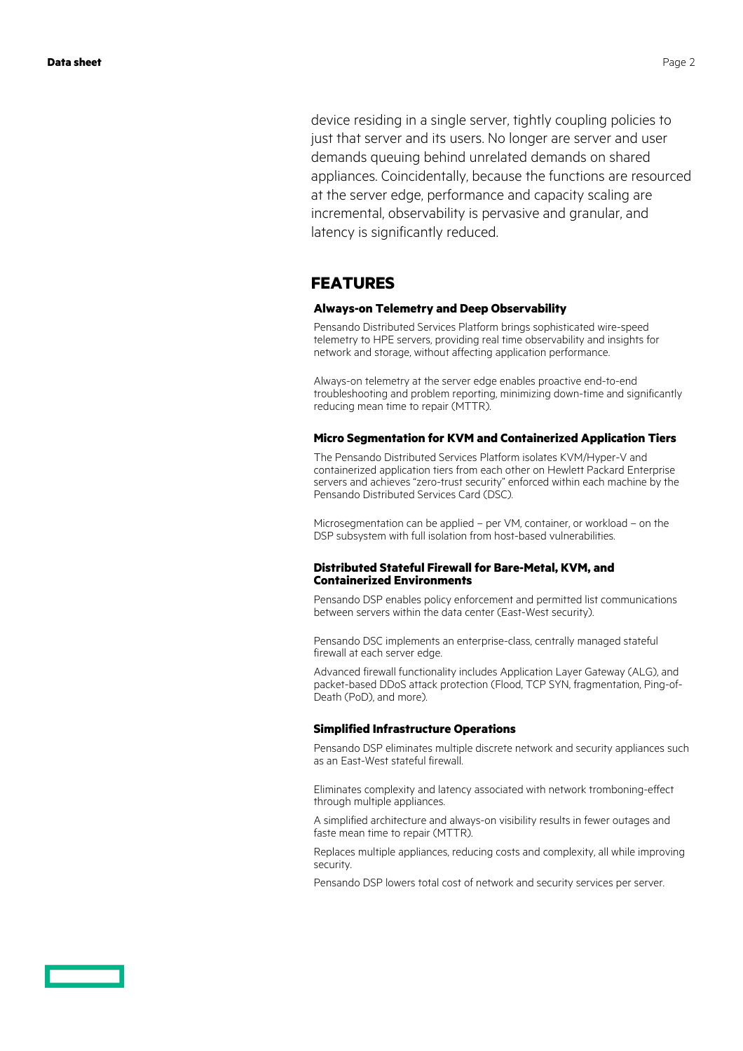device residing in a single server, tightly coupling policies to just that server and its users. No longer are server and user demands queuing behind unrelated demands on shared appliances. Coincidentally, because the functions are resourced at the server edge, performance and capacity scaling are incremental, observability is pervasive and granular, and latency is significantly reduced.

## FEATURES

### Always-on Telemetry and Deep Observability

Pensando Distributed Services Platform brings sophisticated wire-speed telemetry to HPE servers, providing real time observability and insights for network and storage, without affecting application performance.

Always-on telemetry at the server edge enables proactive end-to-end troubleshooting and problem reporting, minimizing down-time and significantly reducing mean time to repair (MTTR).

### Micro Segmentation for KVM and Containerized Application Tiers

The Pensando Distributed Services Platform isolates KVM/Hyper-V and containerized application tiers from each other on Hewlett Packard Enterprise servers and achieves "zero-trust security" enforced within each machine by the Pensando Distributed Services Card (DSC).

Microsegmentation can be applied – per VM, container, or workload – on the DSP subsystem with full isolation from host-based vulnerabilities.

### Distributed Stateful Firewall for Bare-Metal, KVM, and Containerized Environments

Pensando DSP enables policy enforcement and permitted list communications between servers within the data center (East-West security).

Pensando DSC implements an enterprise-class, centrally managed stateful firewall at each server edge.

Advanced firewall functionality includes Application Layer Gateway (ALG), and packet-based DDoS attack protection (Flood, TCP SYN, fragmentation, Ping-of-Death (PoD), and more).

### Simplified Infrastructure Operations

Pensando DSP eliminates multiple discrete network and security appliances such as an East-West stateful firewall.

Eliminates complexity and latency associated with network tromboning-effect through multiple appliances.

A simplified architecture and always-on visibility results in fewer outages and faste mean time to repair (MTTR).

Replaces multiple appliances, reducing costs and complexity, all while improving security.

Pensando DSP lowers total cost of network and security services per server.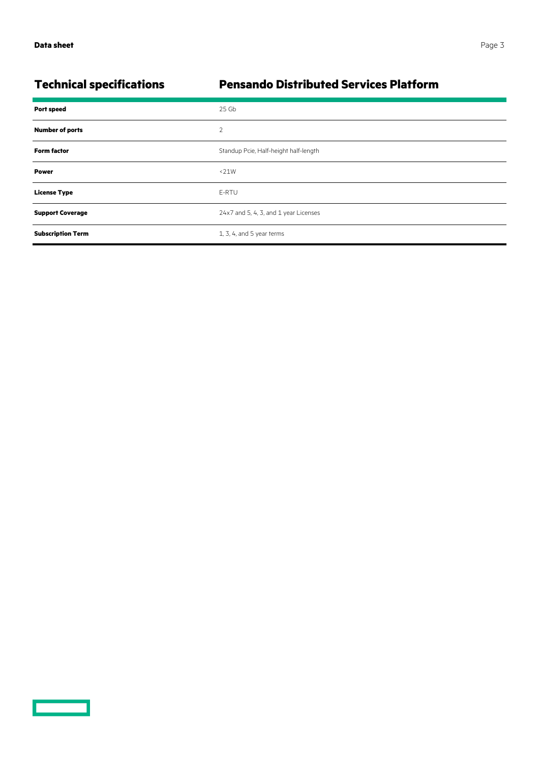## Technical specifications

| | Pensando Distributed Services Platform |
|---|---|
| **Port speed** | 25 Gb |
| **Number of ports** | 2 |
| **Form factor** | Standup Pcie, Half-height half-length |
| **Power** | <21W |
| **License Type** | E-RTU |
| **Support Coverage** | 24x7 and 5, 4, 3, and 1 year Licenses |
| **Subscription Term** | 1, 3, 4, and 5 year terms |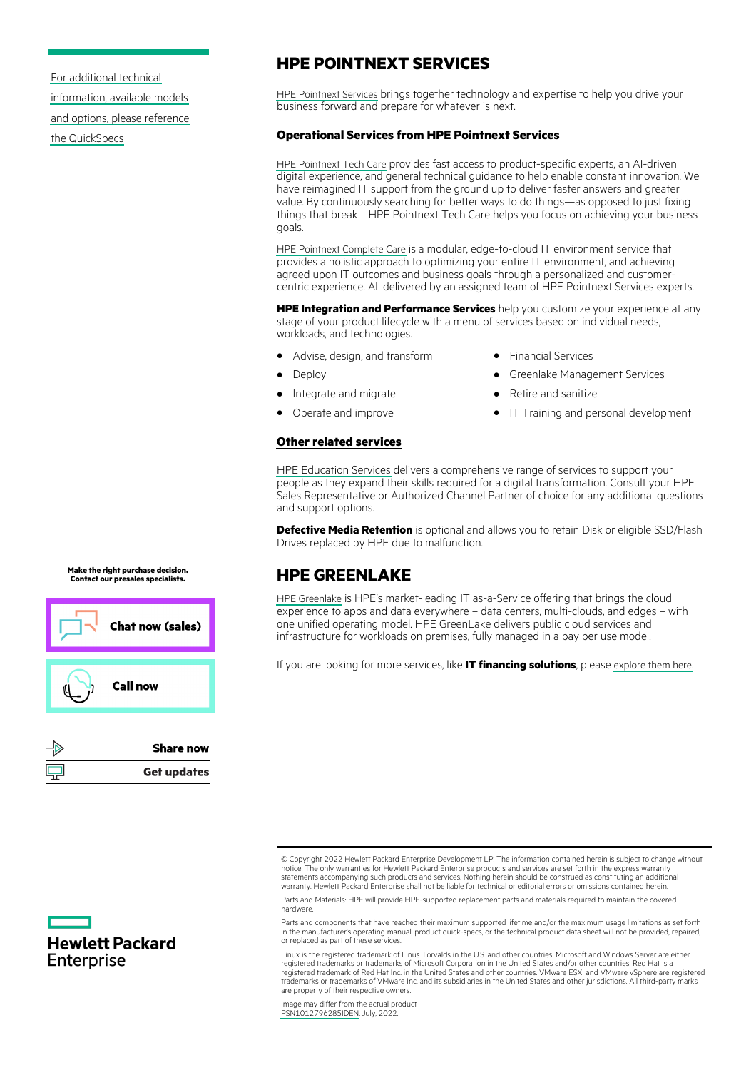For additional technical information, available models and options, please reference the QuickSpecs

## HPE POINTNEXT SERVICES

HPE Pointnext Services brings together technology and expertise to help you drive your business forward and prepare for whatever is next.

### Operational Services from HPE Pointnext Services

HPE Pointnext Tech Care provides fast access to product-specific experts, an AI-driven digital experience, and general technical guidance to help enable constant innovation. We have reimagined IT support from the ground up to deliver faster answers and greater value. By continuously searching for better ways to do things—as opposed to just fixing things that break—HPE Pointnext Tech Care helps you focus on achieving your business goals.

HPE Pointnext Complete Care is a modular, edge-to-cloud IT environment service that provides a holistic approach to optimizing your entire IT environment, and achieving agreed upon IT outcomes and business goals through a personalized and customer-centric experience. All delivered by an assigned team of HPE Pointnext Services experts.

**HPE Integration and Performance Services** help you customize your experience at any stage of your product lifecycle with a menu of services based on individual needs, workloads, and technologies.

- Advise, design, and transform
- Deploy
- Integrate and migrate
- Operate and improve
- Financial Services
- Greenlake Management Services
- Retire and sanitize
- IT Training and personal development

### Other related services

HPE Education Services delivers a comprehensive range of services to support your people as they expand their skills required for a digital transformation. Consult your HPE Sales Representative or Authorized Channel Partner of choice for any additional questions and support options.

**Defective Media Retention** is optional and allows you to retain Disk or eligible SSD/Flash Drives replaced by HPE due to malfunction.

## HPE GREENLAKE

HPE Greenlake is HPE's market-leading IT as-a-Service offering that brings the cloud experience to apps and data everywhere – data centers, multi-clouds, and edges – with one unified operating model. HPE GreenLake delivers public cloud services and infrastructure for workloads on premises, fully managed in a pay per use model.

If you are looking for more services, like **IT financing solutions**, please explore them here.

**Make the right purchase decision. Contact our presales specialists.**

**Chat now (sales)**

**Call now**

**Share now**

**Get updates**

© Copyright 2022 Hewlett Packard Enterprise Development LP. The information contained herein is subject to change without notice. The only warranties for Hewlett Packard Enterprise products and services are set forth in the express warranty statements accompanying such products and services. Nothing herein should be construed as constituting an additional warranty. Hewlett Packard Enterprise shall not be liable for technical or editorial errors or omissions contained herein.

Parts and Materials: HPE will provide HPE-supported replacement parts and materials required to maintain the covered hardware.

Parts and components that have reached their maximum supported lifetime and/or the maximum usage limitations as set forth in the manufacturer's operating manual, product quick-specs, or the technical product data sheet will not be provided, repaired, or replaced as part of these services.

Linux is the registered trademark of Linus Torvalds in the U.S. and other countries. Microsoft and Windows Server are either registered trademarks or trademarks of Microsoft Corporation in the United States and/or other countries. Red Hat is a registered trademark of Red Hat Inc. in the United States and other countries. VMware ESXi and VMware vSphere are registered trademarks or trademarks of VMware Inc. and its subsidiaries in the United States and other jurisdictions. All third-party marks are property of their respective owners.

Image may differ from the actual product
PSN1012796285IDEN, July, 2022.

**Hewlett Packard Enterprise**